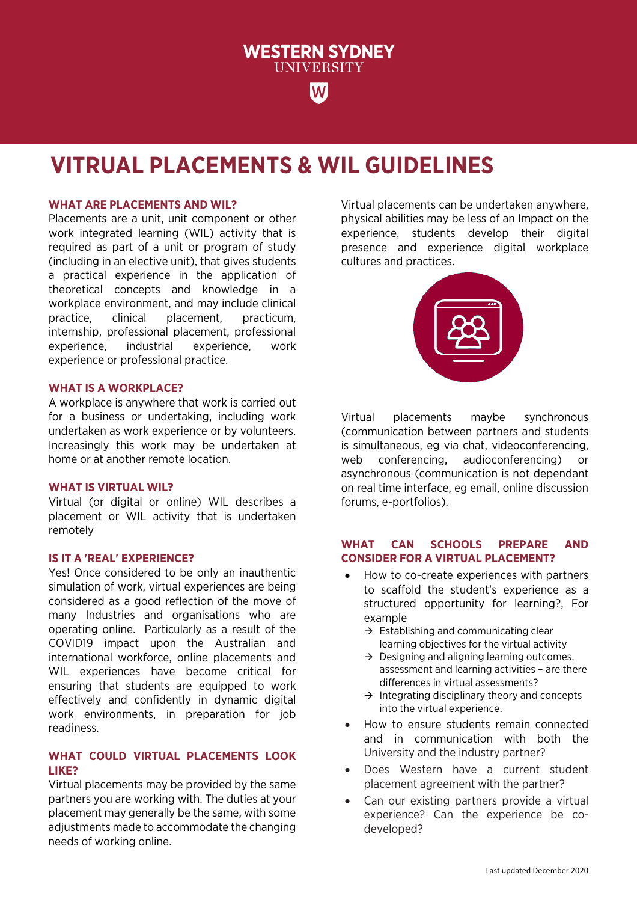WESTERN SYDNEY UNIVERSITY

# VIRTUAL PLACEMENTS & WIL GUIDELINES

### WHAT ARE PLACEMENTS AND WIL?

Placements are a unit, unit component or other work integrated learning (WIL) activity that is required as part of a unit or program of study (including in an elective unit), that gives students a practical experience in the application of theoretical concepts and knowledge in a workplace environment, and may include clinical practice, clinical placement, practicum, internship, professional placement, professional experience, industrial experience, work experience or professional practice.

### WHAT IS A WORKPLACE?

A workplace is anywhere that work is carried out for a business or undertaking, including work undertaken as work experience or by volunteers. Increasingly this work may be undertaken at home or at another remote location.

### WHAT IS VIRTUAL WIL?

Virtual (or digital or online) WIL describes a placement or WIL activity that is undertaken remotely

### IS IT A 'REAL' EXPERIENCE?

Yes! Once considered to be only an inauthentic simulation of work, virtual experiences are being considered as a good reflection of the move of many Industries and organisations who are operating online. Particularly as a result of the COVID19 impact upon the Australian and international workforce, online placements and WIL experiences have become critical for ensuring that students are equipped to work effectively and confidently in dynamic digital work environments, in preparation for job readiness.

### WHAT COULD VIRTUAL PLACEMENTS LOOK LIKE?

Virtual placements may be provided by the same partners you are working with. The duties at your placement may generally be the same, with some adjustments made to accommodate the changing needs of working online.

Virtual placements can be undertaken anywhere, physical abilities may be less of an Impact on the experience, students develop their digital presence and experience digital workplace cultures and practices.

Virtual placements maybe synchronous (communication between partners and students is simultaneous, eg via chat, videoconferencing, web conferencing, audioconferencing) or asynchronous (communication is not dependant on real time interface, eg email, online discussion forums, e-portfolios).

### WHAT CAN SCHOOLS PREPARE AND CONSIDER FOR A VIRTUAL PLACEMENT?

- How to co-create experiences with partners to scaffold the student's experience as a structured opportunity for learning?, For example
  - → Establishing and communicating clear learning objectives for the virtual activity
  - → Designing and aligning learning outcomes, assessment and learning activities – are there differences in virtual assessments?
  - → Integrating disciplinary theory and concepts into the virtual experience.
- How to ensure students remain connected and in communication with both the University and the industry partner?
- Does Western have a current student placement agreement with the partner?
- Can our existing partners provide a virtual experience? Can the experience be co-developed?

Last updated December 2020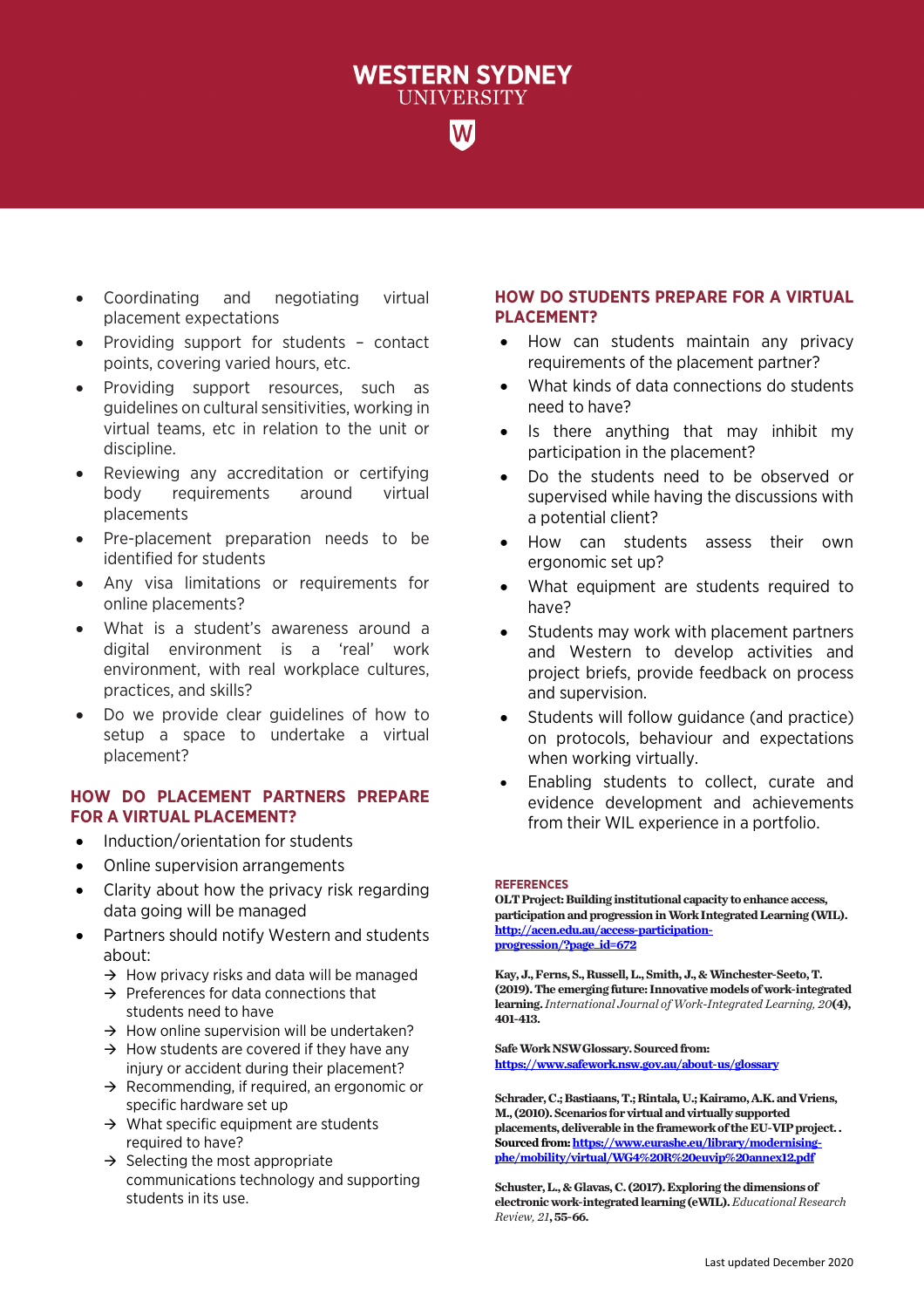- Coordinating and negotiating virtual placement expectations
- Providing support for students – contact points, covering varied hours, etc.
- Providing support resources, such as guidelines on cultural sensitivities, working in virtual teams, etc in relation to the unit or discipline.
- Reviewing any accreditation or certifying body requirements around virtual placements
- Pre-placement preparation needs to be identified for students
- Any visa limitations or requirements for online placements?
- What is a student's awareness around a digital environment is a 'real' work environment, with real workplace cultures, practices, and skills?
- Do we provide clear guidelines of how to setup a space to undertake a virtual placement?

## HOW DO PLACEMENT PARTNERS PREPARE FOR A VIRTUAL PLACEMENT?

- Induction/orientation for students
- Online supervision arrangements
- Clarity about how the privacy risk regarding data going will be managed
- Partners should notify Western and students about:
  - → How privacy risks and data will be managed
  - → Preferences for data connections that students need to have
  - → How online supervision will be undertaken?
  - → How students are covered if they have any injury or accident during their placement?
  - → Recommending, if required, an ergonomic or specific hardware set up
  - → What specific equipment are students required to have?
  - → Selecting the most appropriate communications technology and supporting students in its use.

## HOW DO STUDENTS PREPARE FOR A VIRTUAL PLACEMENT?

- How can students maintain any privacy requirements of the placement partner?
- What kinds of data connections do students need to have?
- Is there anything that may inhibit my participation in the placement?
- Do the students need to be observed or supervised while having the discussions with a potential client?
- How can students assess their own ergonomic set up?
- What equipment are students required to have?
- Students may work with placement partners and Western to develop activities and project briefs, provide feedback on process and supervision.
- Students will follow guidance (and practice) on protocols, behaviour and expectations when working virtually.
- Enabling students to collect, curate and evidence development and achievements from their WIL experience in a portfolio.

### REFERENCES

**OLT Project: Building institutional capacity to enhance access, participation and progression in Work Integrated Learning (WIL).** http://acen.edu.au/access-participation-progression/?page_id=672

**Kay, J., Ferns, S., Russell, L., Smith, J., & Winchester-Seeto, T. (2019). The emerging future: Innovative models of work-integrated learning.** *International Journal of Work-Integrated Learning, 20*(4), 401-413.

**Safe Work NSW Glossary. Sourced from:** https://www.safework.nsw.gov.au/about-us/glossary

**Schrader, C.; Bastiaans, T.; Rintala, U.; Kairamo, A.K. and Vriens, M., (2010). Scenarios for virtual and virtually supported placements, deliverable in the framework of the EU-VIP project. . Sourced from:** https://www.eurashe.eu/library/modernising-phe/mobility/virtual/WG4%20R%20euvip%20annex12.pdf

**Schuster, L., & Glavas, C. (2017). Exploring the dimensions of electronic work-integrated learning (eWIL).** *Educational Research Review, 21*, 55-66.

Last updated December 2020